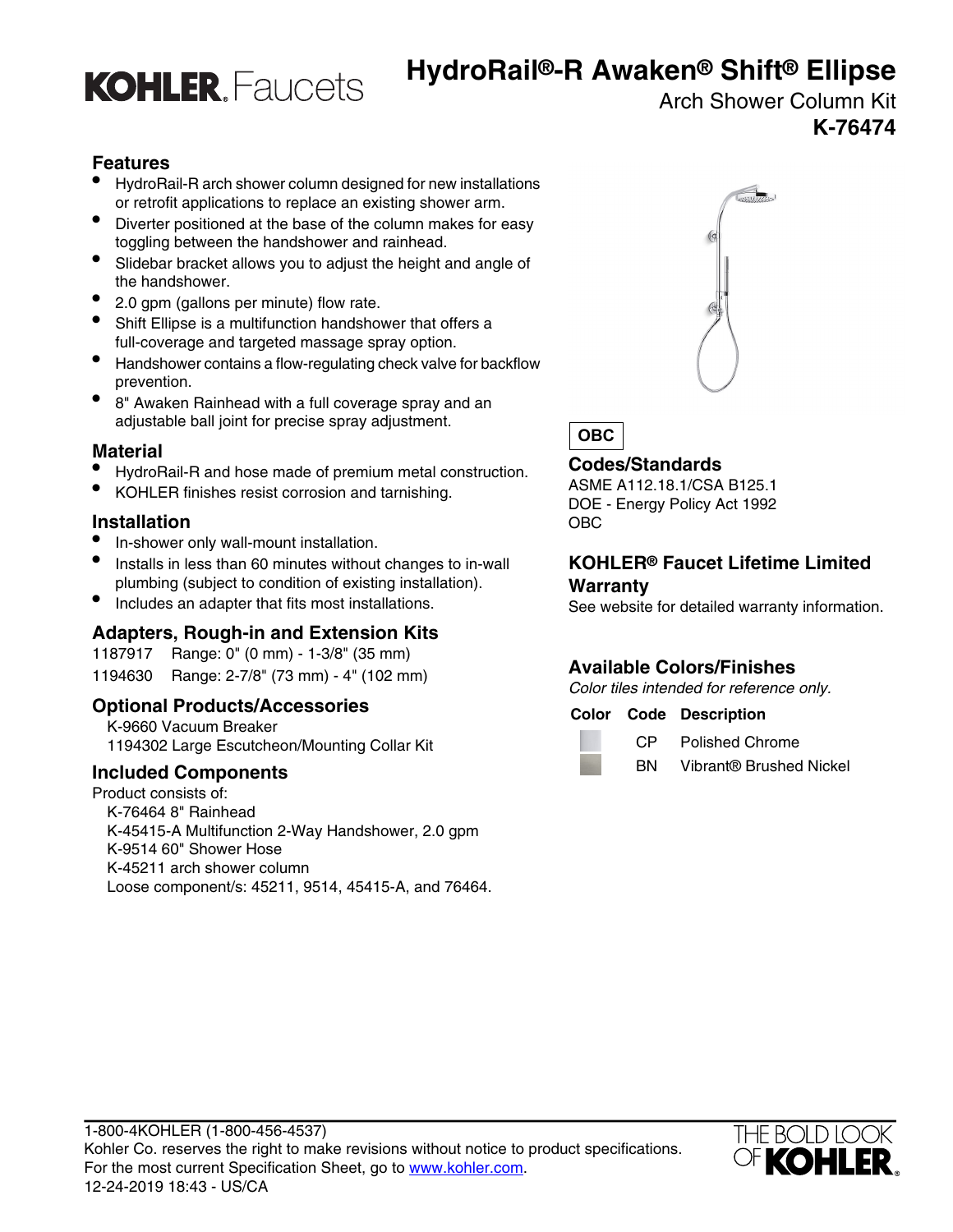# HydroRail®-R Awaken® Shift® Ellipse

## Arch Shower Column Kit

## K-76474

KOHLER. Faucets

### Features

- HydroRail-R arch shower column designed for new installations or retrofit applications to replace an existing shower arm.
- Diverter positioned at the base of the column makes for easy toggling between the handshower and rainhead.
- Slidebar bracket allows you to adjust the height and angle of the handshower.
- 2.0 gpm (gallons per minute) flow rate.
- Shift Ellipse is a multifunction handshower that offers a full-coverage and targeted massage spray option.
- Handshower contains a flow-regulating check valve for backflow prevention.
- 8" Awaken Rainhead with a full coverage spray and an adjustable ball joint for precise spray adjustment.

### Material

- HydroRail-R and hose made of premium metal construction.
- KOHLER finishes resist corrosion and tarnishing.

### Installation

- In-shower only wall-mount installation.
- Installs in less than 60 minutes without changes to in-wall plumbing (subject to condition of existing installation).
- Includes an adapter that fits most installations.

### Adapters, Rough-in and Extension Kits

1187917 Range: 0" (0 mm) - 1-3/8" (35 mm)

1194630 Range: 2-7/8" (73 mm) - 4" (102 mm)

### Optional Products/Accessories

K-9660 Vacuum Breaker

1194302 Large Escutcheon/Mounting Collar Kit

### Included Components

Product consists of:

K-76464 8" Rainhead

K-45415-A Multifunction 2-Way Handshower, 2.0 gpm

K-9514 60" Shower Hose

K-45211 arch shower column

Loose component/s: 45211, 9514, 45415-A, and 76464.

OBC

### Codes/Standards

ASME A112.18.1/CSA B125.1

DOE - Energy Policy Act 1992

OBC

### KOHLER® Faucet Lifetime Limited Warranty

See website for detailed warranty information.

### Available Colors/Finishes

*Color tiles intended for reference only.*

| Color | Code | Description |
|---|---|---|
| | CP | Polished Chrome |
| | BN | Vibrant® Brushed Nickel |

1-800-4KOHLER (1-800-456-4537)

Kohler Co. reserves the right to make revisions without notice to product specifications.

For the most current Specification Sheet, go to www.kohler.com.

12-24-2019 18:43 - US/CA

THE BOLD LOOK OF KOHLER.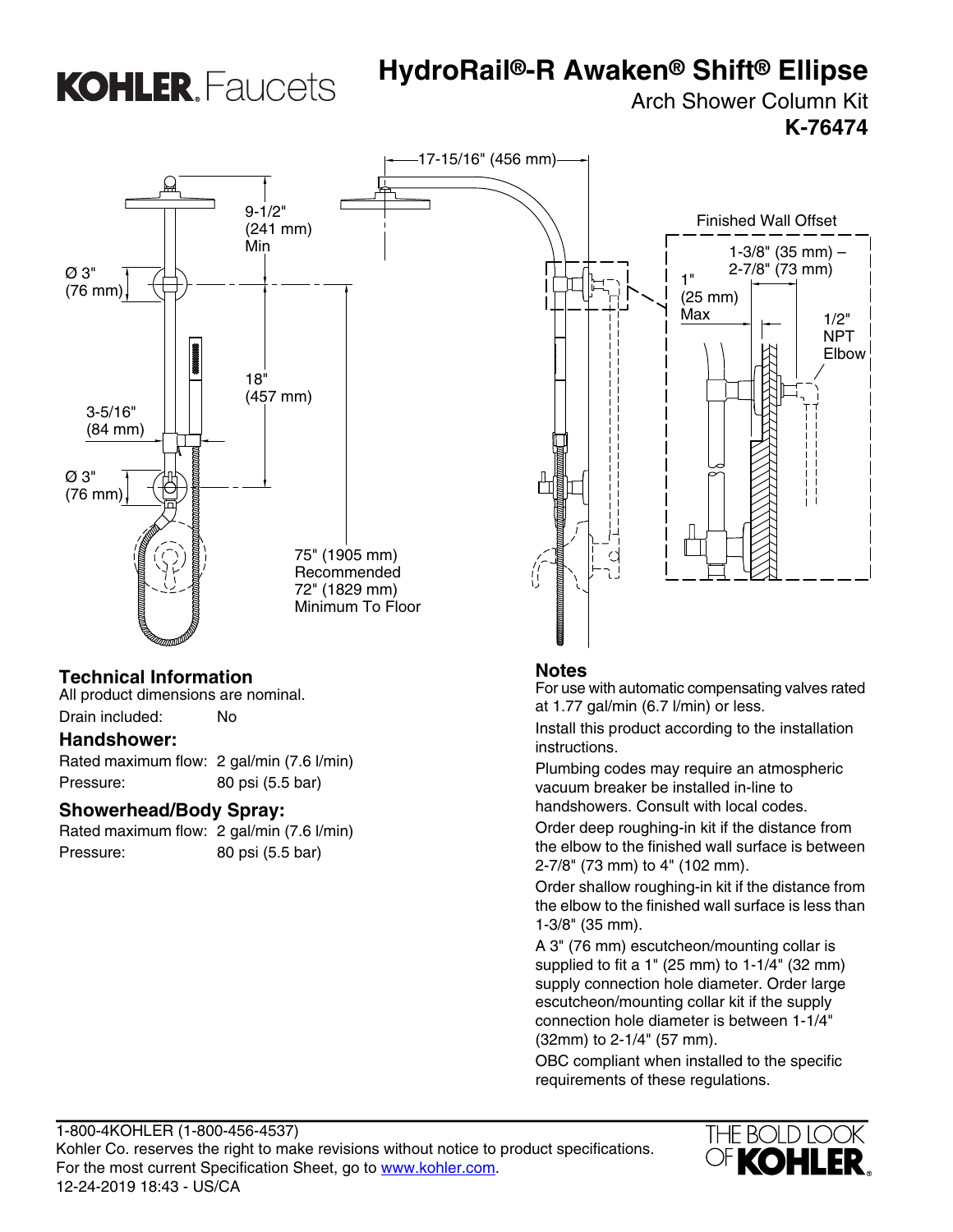# KOHLER Faucets

# HydroRail®-R Awaken® Shift® Ellipse

Arch Shower Column Kit

**K-76474**

17-15/16" (456 mm)

9-1/2"
(241 mm)
Min

Ø 3"
(76 mm)

18"
(457 mm)

3-5/16"
(84 mm)

Ø 3"
(76 mm)

75" (1905 mm)
Recommended
72" (1829 mm)
Minimum To Floor

Finished Wall Offset

1-3/8" (35 mm) –
2-7/8" (73 mm)

1"
(25 mm)
Max

1/2"
NPT
Elbow

## Technical Information

All product dimensions are nominal.

| | |
|---|---|
| Drain included: | No |

### Handshower:

| | |
|---|---|
| Rated maximum flow: | 2 gal/min (7.6 l/min) |
| Pressure: | 80 psi (5.5 bar) |

### Showerhead/Body Spray:

| | |
|---|---|
| Rated maximum flow: | 2 gal/min (7.6 l/min) |
| Pressure: | 80 psi (5.5 bar) |

## Notes

For use with automatic compensating valves rated at 1.77 gal/min (6.7 l/min) or less.

Install this product according to the installation instructions.

Plumbing codes may require an atmospheric vacuum breaker be installed in-line to handshowers. Consult with local codes.

Order deep roughing-in kit if the distance from the elbow to the finished wall surface is between 2-7/8" (73 mm) to 4" (102 mm).

Order shallow roughing-in kit if the distance from the elbow to the finished wall surface is less than 1-3/8" (35 mm).

A 3" (76 mm) escutcheon/mounting collar is supplied to fit a 1" (25 mm) to 1-1/4" (32 mm) supply connection hole diameter. Order large escutcheon/mounting collar kit if the supply connection hole diameter is between 1-1/4" (32mm) to 2-1/4" (57 mm).

OBC compliant when installed to the specific requirements of these regulations.

1-800-4KOHLER (1-800-456-4537)
Kohler Co. reserves the right to make revisions without notice to product specifications.
For the most current Specification Sheet, go to www.kohler.com.
12-24-2019 18:43 - US/CA

THE BOLD LOOK OF KOHLER.